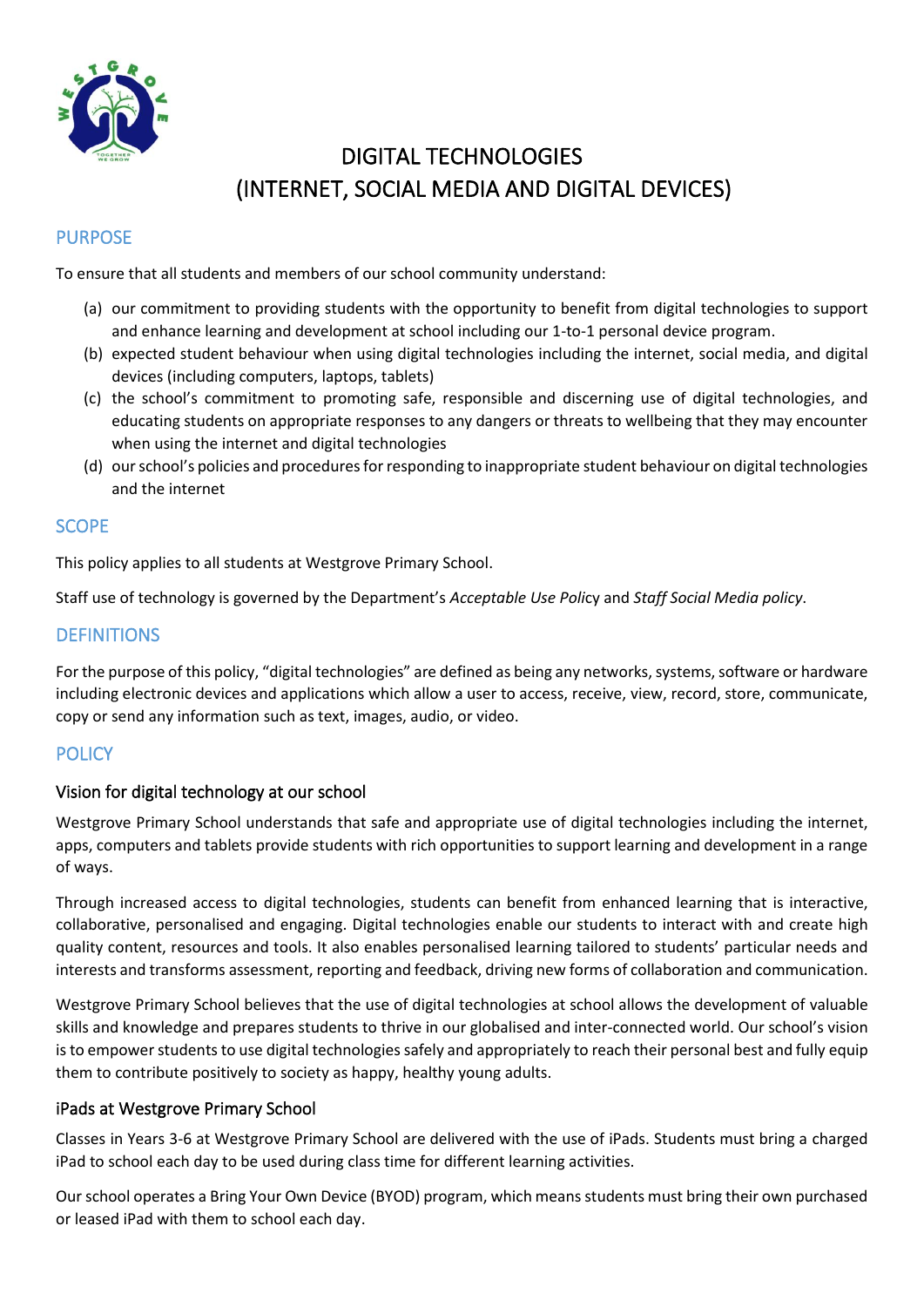# DIGITAL TECHNOLOGIES
# (INTERNET, SOCIAL MEDIA AND DIGITAL DEVICES)

## PURPOSE

To ensure that all students and members of our school community understand:

(a) our commitment to providing students with the opportunity to benefit from digital technologies to support and enhance learning and development at school including our 1-to-1 personal device program.

(b) expected student behaviour when using digital technologies including the internet, social media, and digital devices (including computers, laptops, tablets)

(c) the school's commitment to promoting safe, responsible and discerning use of digital technologies, and educating students on appropriate responses to any dangers or threats to wellbeing that they may encounter when using the internet and digital technologies

(d) our school's policies and procedures for responding to inappropriate student behaviour on digital technologies and the internet

## SCOPE

This policy applies to all students at Westgrove Primary School.

Staff use of technology is governed by the Department's *Acceptable Use Policy* and *Staff Social Media policy*.

## DEFINITIONS

For the purpose of this policy, "digital technologies" are defined as being any networks, systems, software or hardware including electronic devices and applications which allow a user to access, receive, view, record, store, communicate, copy or send any information such as text, images, audio, or video.

## POLICY

### Vision for digital technology at our school

Westgrove Primary School understands that safe and appropriate use of digital technologies including the internet, apps, computers and tablets provide students with rich opportunities to support learning and development in a range of ways.

Through increased access to digital technologies, students can benefit from enhanced learning that is interactive, collaborative, personalised and engaging. Digital technologies enable our students to interact with and create high quality content, resources and tools. It also enables personalised learning tailored to students' particular needs and interests and transforms assessment, reporting and feedback, driving new forms of collaboration and communication.

Westgrove Primary School believes that the use of digital technologies at school allows the development of valuable skills and knowledge and prepares students to thrive in our globalised and inter-connected world. Our school's vision is to empower students to use digital technologies safely and appropriately to reach their personal best and fully equip them to contribute positively to society as happy, healthy young adults.

### iPads at Westgrove Primary School

Classes in Years 3-6 at Westgrove Primary School are delivered with the use of iPads. Students must bring a charged iPad to school each day to be used during class time for different learning activities.

Our school operates a Bring Your Own Device (BYOD) program, which means students must bring their own purchased or leased iPad with them to school each day.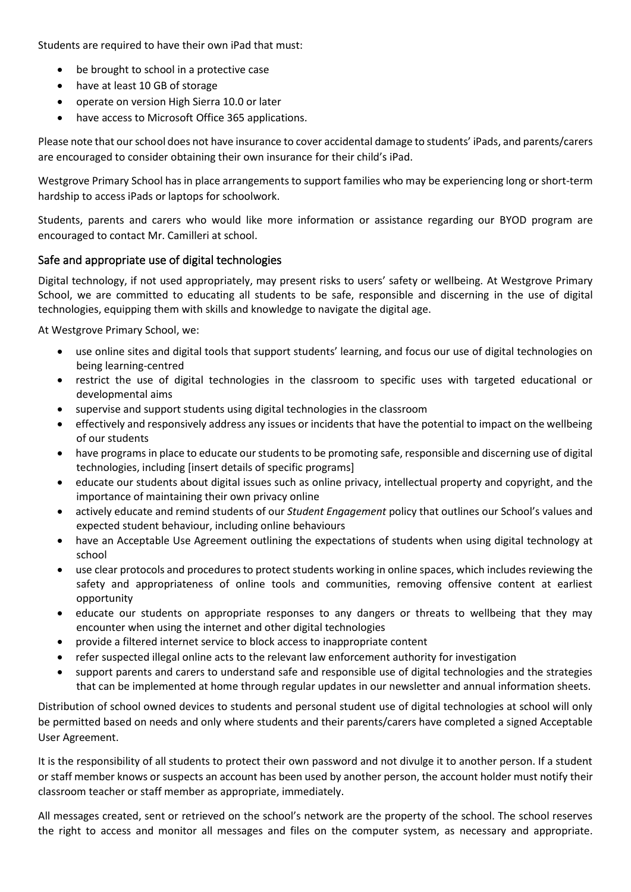Students are required to have their own iPad that must:

- be brought to school in a protective case
- have at least 10 GB of storage
- operate on version High Sierra 10.0 or later
- have access to Microsoft Office 365 applications.

Please note that our school does not have insurance to cover accidental damage to students' iPads, and parents/carers are encouraged to consider obtaining their own insurance for their child's iPad.

Westgrove Primary School has in place arrangements to support families who may be experiencing long or short-term hardship to access iPads or laptops for schoolwork.

Students, parents and carers who would like more information or assistance regarding our BYOD program are encouraged to contact Mr. Camilleri at school.

## Safe and appropriate use of digital technologies

Digital technology, if not used appropriately, may present risks to users' safety or wellbeing. At Westgrove Primary School, we are committed to educating all students to be safe, responsible and discerning in the use of digital technologies, equipping them with skills and knowledge to navigate the digital age.

At Westgrove Primary School, we:

- use online sites and digital tools that support students' learning, and focus our use of digital technologies on being learning-centred
- restrict the use of digital technologies in the classroom to specific uses with targeted educational or developmental aims
- supervise and support students using digital technologies in the classroom
- effectively and responsively address any issues or incidents that have the potential to impact on the wellbeing of our students
- have programs in place to educate our students to be promoting safe, responsible and discerning use of digital technologies, including [insert details of specific programs]
- educate our students about digital issues such as online privacy, intellectual property and copyright, and the importance of maintaining their own privacy online
- actively educate and remind students of our *Student Engagement* policy that outlines our School's values and expected student behaviour, including online behaviours
- have an Acceptable Use Agreement outlining the expectations of students when using digital technology at school
- use clear protocols and procedures to protect students working in online spaces, which includes reviewing the safety and appropriateness of online tools and communities, removing offensive content at earliest opportunity
- educate our students on appropriate responses to any dangers or threats to wellbeing that they may encounter when using the internet and other digital technologies
- provide a filtered internet service to block access to inappropriate content
- refer suspected illegal online acts to the relevant law enforcement authority for investigation
- support parents and carers to understand safe and responsible use of digital technologies and the strategies that can be implemented at home through regular updates in our newsletter and annual information sheets.

Distribution of school owned devices to students and personal student use of digital technologies at school will only be permitted based on needs and only where students and their parents/carers have completed a signed Acceptable User Agreement.

It is the responsibility of all students to protect their own password and not divulge it to another person. If a student or staff member knows or suspects an account has been used by another person, the account holder must notify their classroom teacher or staff member as appropriate, immediately.

All messages created, sent or retrieved on the school's network are the property of the school. The school reserves the right to access and monitor all messages and files on the computer system, as necessary and appropriate.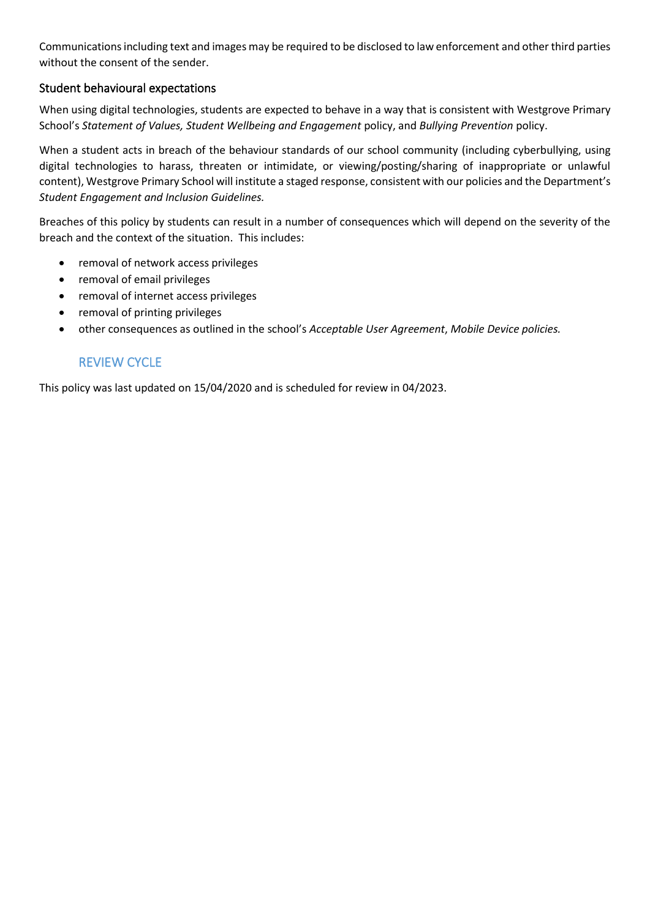Communications including text and images may be required to be disclosed to law enforcement and other third parties without the consent of the sender.

### Student behavioural expectations

When using digital technologies, students are expected to behave in a way that is consistent with Westgrove Primary School's *Statement of Values, Student Wellbeing and Engagement* policy, and *Bullying Prevention* policy.

When a student acts in breach of the behaviour standards of our school community (including cyberbullying, using digital technologies to harass, threaten or intimidate, or viewing/posting/sharing of inappropriate or unlawful content), Westgrove Primary School will institute a staged response, consistent with our policies and the Department's *Student Engagement and Inclusion Guidelines.*

Breaches of this policy by students can result in a number of consequences which will depend on the severity of the breach and the context of the situation. This includes:

- removal of network access privileges
- removal of email privileges
- removal of internet access privileges
- removal of printing privileges
- other consequences as outlined in the school's *Acceptable User Agreement*, *Mobile Device policies.*

## REVIEW CYCLE

This policy was last updated on 15/04/2020 and is scheduled for review in 04/2023.